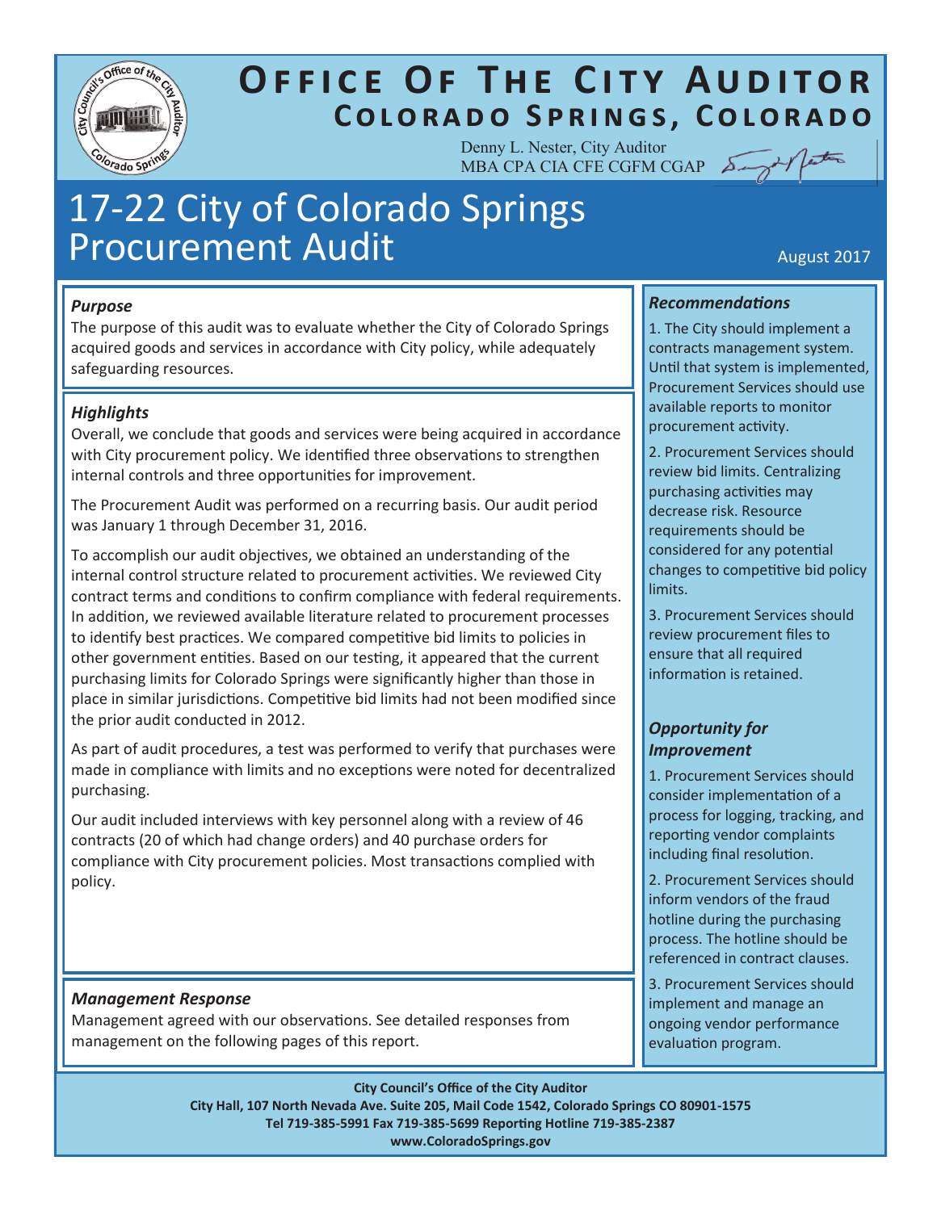# Office Of The City Auditor
## Colorado Springs, Colorado

Denny L. Nester, City Auditor
MBA CPA CIA CFE CGFM CGAP

# 17-22 City of Colorado Springs Procurement Audit

August 2017

### *Purpose*

The purpose of this audit was to evaluate whether the City of Colorado Springs acquired goods and services in accordance with City policy, while adequately safeguarding resources.

### *Highlights*

Overall, we conclude that goods and services were being acquired in accordance with City procurement policy. We identified three observations to strengthen internal controls and three opportunities for improvement.

The Procurement Audit was performed on a recurring basis. Our audit period was January 1 through December 31, 2016.

To accomplish our audit objectives, we obtained an understanding of the internal control structure related to procurement activities. We reviewed City contract terms and conditions to confirm compliance with federal requirements. In addition, we reviewed available literature related to procurement processes to identify best practices. We compared competitive bid limits to policies in other government entities. Based on our testing, it appeared that the current purchasing limits for Colorado Springs were significantly higher than those in place in similar jurisdictions. Competitive bid limits had not been modified since the prior audit conducted in 2012.

As part of audit procedures, a test was performed to verify that purchases were made in compliance with limits and no exceptions were noted for decentralized purchasing.

Our audit included interviews with key personnel along with a review of 46 contracts (20 of which had change orders) and 40 purchase orders for compliance with City procurement policies. Most transactions complied with policy.

### *Management Response*

Management agreed with our observations. See detailed responses from management on the following pages of this report.

### *Recommendations*

1. The City should implement a contracts management system. Until that system is implemented, Procurement Services should use available reports to monitor procurement activity.

2. Procurement Services should review bid limits. Centralizing purchasing activities may decrease risk. Resource requirements should be considered for any potential changes to competitive bid policy limits.

3. Procurement Services should review procurement files to ensure that all required information is retained.

### *Opportunity for Improvement*

1. Procurement Services should consider implementation of a process for logging, tracking, and reporting vendor complaints including final resolution.

2. Procurement Services should inform vendors of the fraud hotline during the purchasing process. The hotline should be referenced in contract clauses.

3. Procurement Services should implement and manage an ongoing vendor performance evaluation program.

**City Council's Office of the City Auditor**
**City Hall, 107 North Nevada Ave. Suite 205, Mail Code 1542, Colorado Springs CO 80901-1575**
**Tel 719-385-5991 Fax 719-385-5699 Reporting Hotline 719-385-2387**
**www.ColoradoSprings.gov**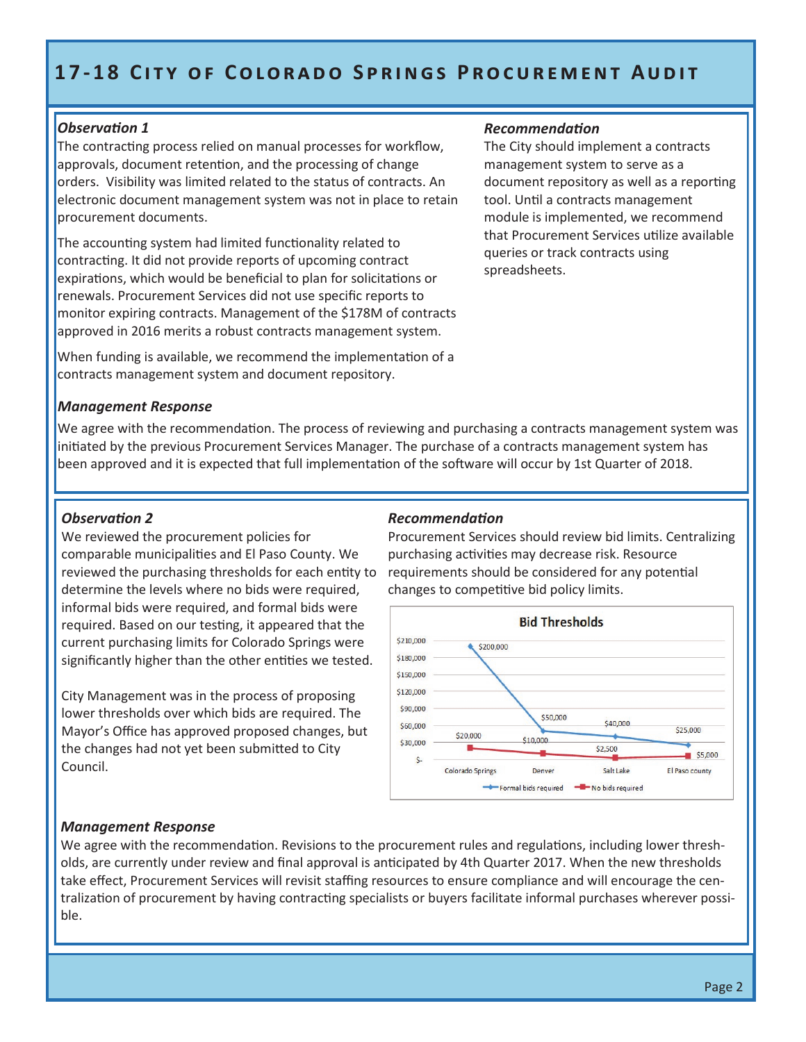### *Observation 1*

The contracting process relied on manual processes for workflow, approvals, document retention, and the processing of change orders. Visibility was limited related to the status of contracts. An electronic document management system was not in place to retain procurement documents.

The accounting system had limited functionality related to contracting. It did not provide reports of upcoming contract expirations, which would be beneficial to plan for solicitations or renewals. Procurement Services did not use specific reports to monitor expiring contracts. Management of the $178M of contracts approved in 2016 merits a robust contracts management system.

When funding is available, we recommend the implementation of a contracts management system and document repository.

### *Recommendation*

The City should implement a contracts management system to serve as a document repository as well as a reporting tool. Until a contracts management module is implemented, we recommend that Procurement Services utilize available queries or track contracts using spreadsheets.

### *Management Response*

We agree with the recommendation. The process of reviewing and purchasing a contracts management system was initiated by the previous Procurement Services Manager. The purchase of a contracts management system has been approved and it is expected that full implementation of the software will occur by 1st Quarter of 2018.

### *Observation 2*

We reviewed the procurement policies for comparable municipalities and El Paso County. We reviewed the purchasing thresholds for each entity to determine the levels where no bids were required, informal bids were required, and formal bids were required. Based on our testing, it appeared that the current purchasing limits for Colorado Springs were significantly higher than the other entities we tested.

City Management was in the process of proposing lower thresholds over which bids are required. The Mayor's Office has approved proposed changes, but the changes had not yet been submitted to City Council.

### *Recommendation*

Procurement Services should review bid limits. Centralizing purchasing activities may decrease risk. Resource requirements should be considered for any potential changes to competitive bid policy limits.

**Bid Thresholds**

| | Colorado Springs | Denver | Salt Lake | El Paso county |
|---|---|---|---|---|
| Formal bids required | $200,000 | $50,000 | $40,000 | $25,000 |
| No bids required | $20,000 | $10,000 | $2,500 | $5,000 |

### *Management Response*

We agree with the recommendation. Revisions to the procurement rules and regulations, including lower thresholds, are currently under review and final approval is anticipated by 4th Quarter 2017. When the new thresholds take effect, Procurement Services will revisit staffing resources to ensure compliance and will encourage the centralization of procurement by having contracting specialists or buyers facilitate informal purchases wherever possible.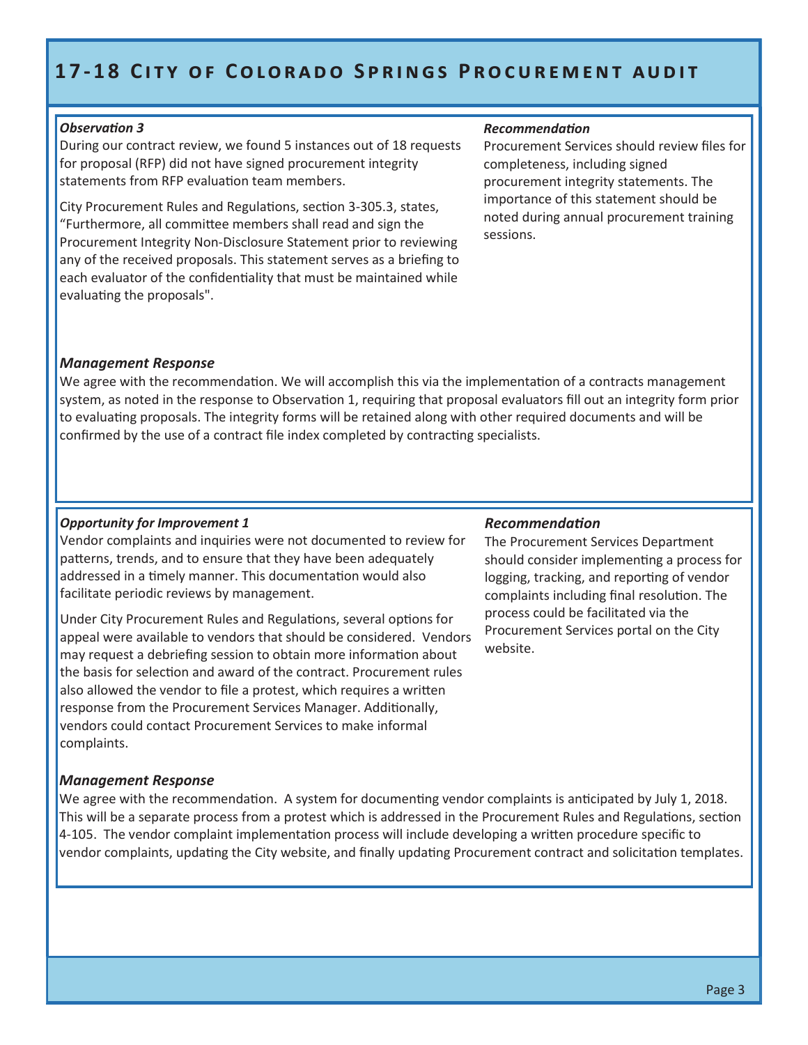### *Observation 3*

During our contract review, we found 5 instances out of 18 requests for proposal (RFP) did not have signed procurement integrity statements from RFP evaluation team members.

City Procurement Rules and Regulations, section 3-305.3, states, "Furthermore, all committee members shall read and sign the Procurement Integrity Non-Disclosure Statement prior to reviewing any of the received proposals. This statement serves as a briefing to each evaluator of the confidentiality that must be maintained while evaluating the proposals".

### *Recommendation*

Procurement Services should review files for completeness, including signed procurement integrity statements. The importance of this statement should be noted during annual procurement training sessions.

### *Management Response*

We agree with the recommendation. We will accomplish this via the implementation of a contracts management system, as noted in the response to Observation 1, requiring that proposal evaluators fill out an integrity form prior to evaluating proposals. The integrity forms will be retained along with other required documents and will be confirmed by the use of a contract file index completed by contracting specialists.

### *Opportunity for Improvement 1*

Vendor complaints and inquiries were not documented to review for patterns, trends, and to ensure that they have been adequately addressed in a timely manner. This documentation would also facilitate periodic reviews by management.

Under City Procurement Rules and Regulations, several options for appeal were available to vendors that should be considered. Vendors may request a debriefing session to obtain more information about the basis for selection and award of the contract. Procurement rules also allowed the vendor to file a protest, which requires a written response from the Procurement Services Manager. Additionally, vendors could contact Procurement Services to make informal complaints.

### *Recommendation*

The Procurement Services Department should consider implementing a process for logging, tracking, and reporting of vendor complaints including final resolution. The process could be facilitated via the Procurement Services portal on the City website.

### *Management Response*

We agree with the recommendation. A system for documenting vendor complaints is anticipated by July 1, 2018. This will be a separate process from a protest which is addressed in the Procurement Rules and Regulations, section 4-105. The vendor complaint implementation process will include developing a written procedure specific to vendor complaints, updating the City website, and finally updating Procurement contract and solicitation templates.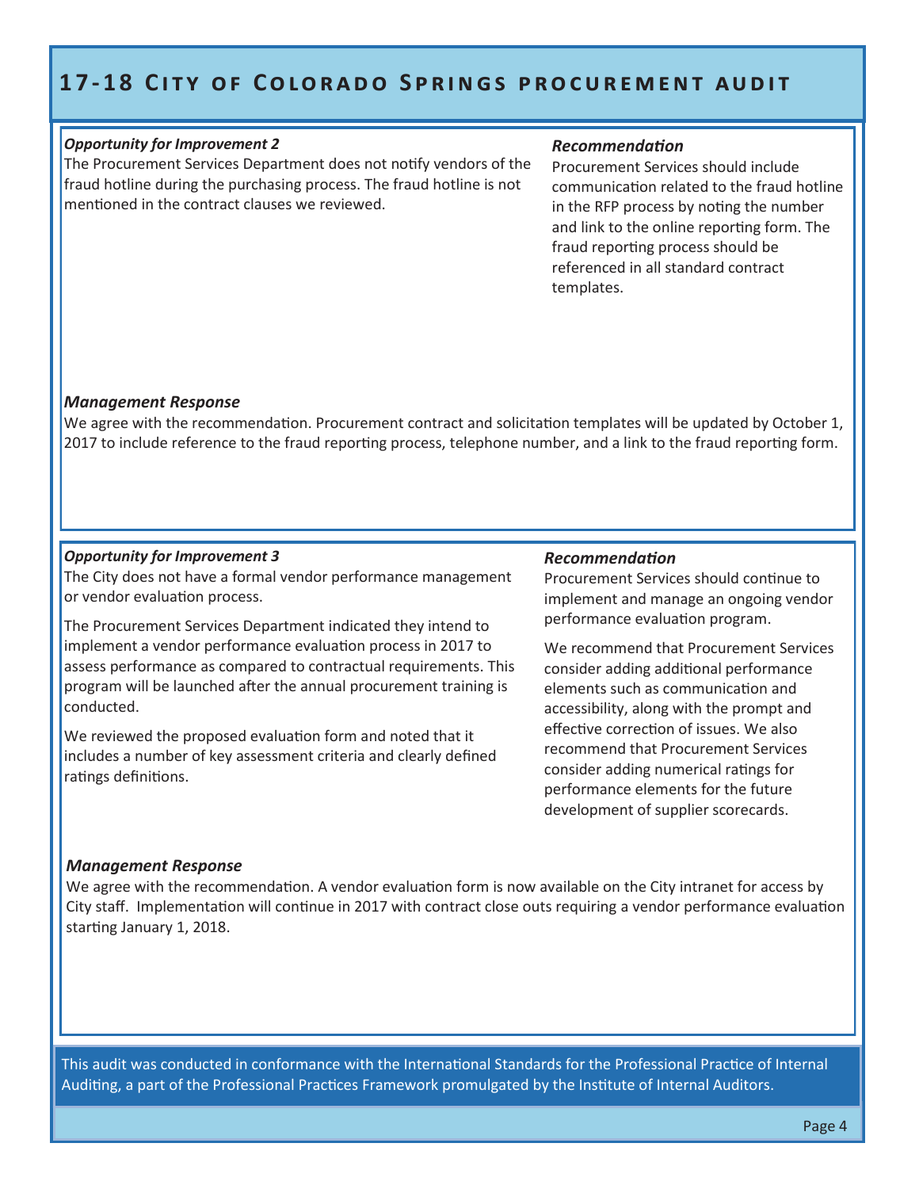# 17-18 City of Colorado Springs procurement audit

### Opportunity for Improvement 2

The Procurement Services Department does not notify vendors of the fraud hotline during the purchasing process. The fraud hotline is not mentioned in the contract clauses we reviewed.

### Recommendation

Procurement Services should include communication related to the fraud hotline in the RFP process by noting the number and link to the online reporting form. The fraud reporting process should be referenced in all standard contract templates.

### Management Response

We agree with the recommendation. Procurement contract and solicitation templates will be updated by October 1, 2017 to include reference to the fraud reporting process, telephone number, and a link to the fraud reporting form.

### Opportunity for Improvement 3

The City does not have a formal vendor performance management or vendor evaluation process.

The Procurement Services Department indicated they intend to implement a vendor performance evaluation process in 2017 to assess performance as compared to contractual requirements. This program will be launched after the annual procurement training is conducted.

We reviewed the proposed evaluation form and noted that it includes a number of key assessment criteria and clearly defined ratings definitions.

### Recommendation

Procurement Services should continue to implement and manage an ongoing vendor performance evaluation program.

We recommend that Procurement Services consider adding additional performance elements such as communication and accessibility, along with the prompt and effective correction of issues. We also recommend that Procurement Services consider adding numerical ratings for performance elements for the future development of supplier scorecards.

### Management Response

We agree with the recommendation. A vendor evaluation form is now available on the City intranet for access by City staff. Implementation will continue in 2017 with contract close outs requiring a vendor performance evaluation starting January 1, 2018.

This audit was conducted in conformance with the International Standards for the Professional Practice of Internal Auditing, a part of the Professional Practices Framework promulgated by the Institute of Internal Auditors.